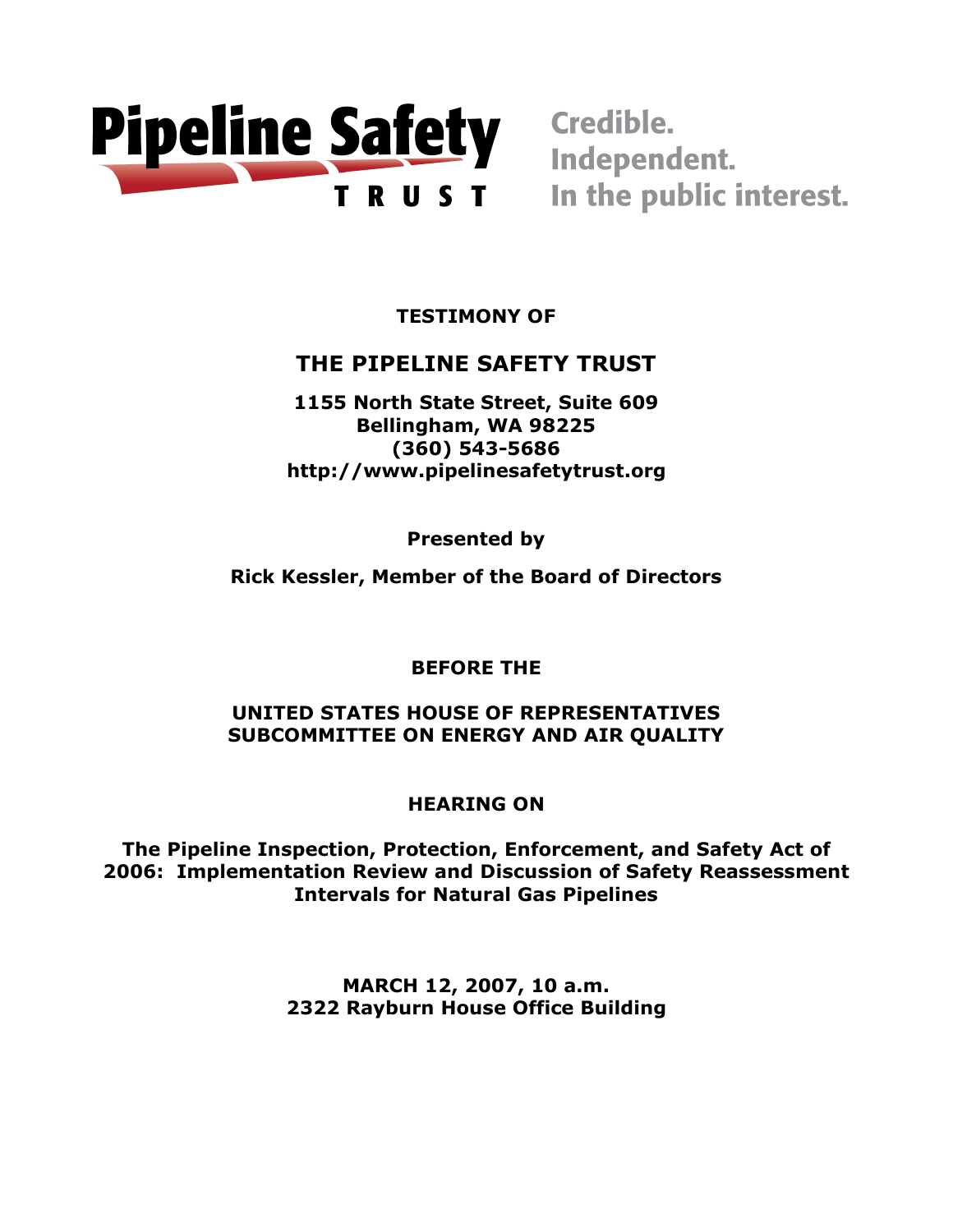**Pipeline Safety TRUST**

Credible.
Independent.
In the public interest.

**TESTIMONY OF**

## THE PIPELINE SAFETY TRUST

**1155 North State Street, Suite 609**
**Bellingham, WA 98225**
**(360) 543-5686**
**http://www.pipelinesafetytrust.org**

**Presented by**

**Rick Kessler, Member of the Board of Directors**

**BEFORE THE**

**UNITED STATES HOUSE OF REPRESENTATIVES**
**SUBCOMMITTEE ON ENERGY AND AIR QUALITY**

**HEARING ON**

**The Pipeline Inspection, Protection, Enforcement, and Safety Act of 2006: Implementation Review and Discussion of Safety Reassessment Intervals for Natural Gas Pipelines**

**MARCH 12, 2007, 10 a.m.**
**2322 Rayburn House Office Building**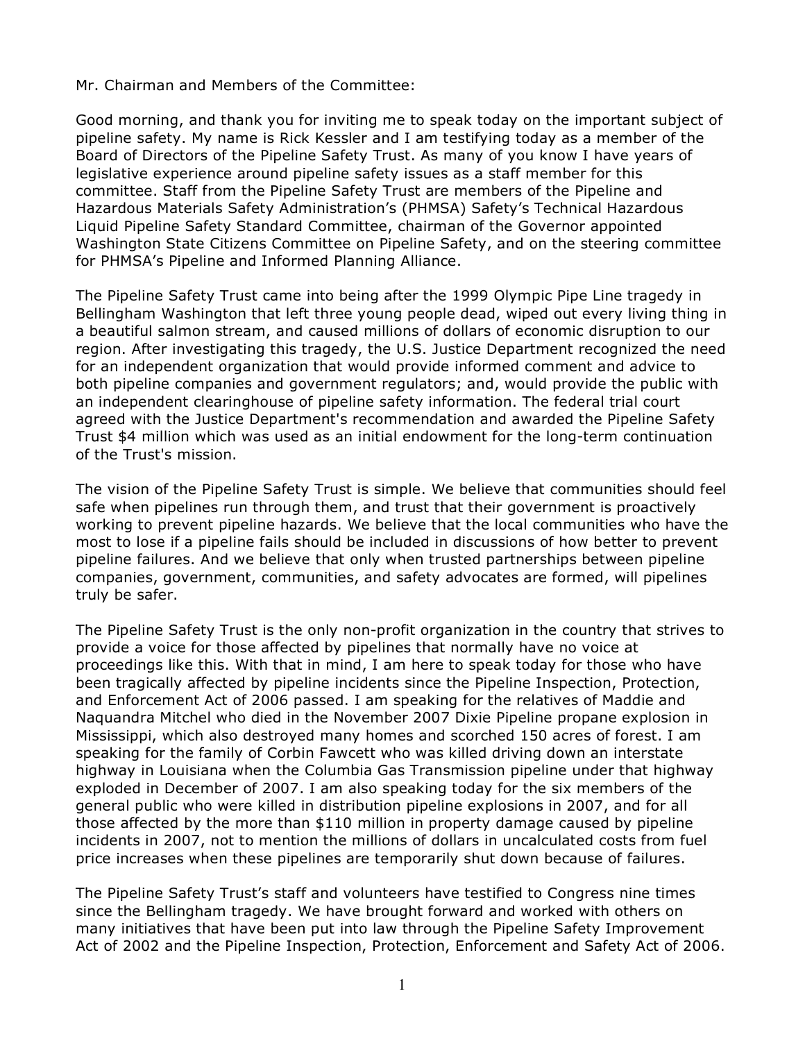Mr. Chairman and Members of the Committee:

Good morning, and thank you for inviting me to speak today on the important subject of pipeline safety. My name is Rick Kessler and I am testifying today as a member of the Board of Directors of the Pipeline Safety Trust. As many of you know I have years of legislative experience around pipeline safety issues as a staff member for this committee. Staff from the Pipeline Safety Trust are members of the Pipeline and Hazardous Materials Safety Administration's (PHMSA) Safety's Technical Hazardous Liquid Pipeline Safety Standard Committee, chairman of the Governor appointed Washington State Citizens Committee on Pipeline Safety, and on the steering committee for PHMSA's Pipeline and Informed Planning Alliance.

The Pipeline Safety Trust came into being after the 1999 Olympic Pipe Line tragedy in Bellingham Washington that left three young people dead, wiped out every living thing in a beautiful salmon stream, and caused millions of dollars of economic disruption to our region. After investigating this tragedy, the U.S. Justice Department recognized the need for an independent organization that would provide informed comment and advice to both pipeline companies and government regulators; and, would provide the public with an independent clearinghouse of pipeline safety information. The federal trial court agreed with the Justice Department's recommendation and awarded the Pipeline Safety Trust $4 million which was used as an initial endowment for the long-term continuation of the Trust's mission.

The vision of the Pipeline Safety Trust is simple. We believe that communities should feel safe when pipelines run through them, and trust that their government is proactively working to prevent pipeline hazards. We believe that the local communities who have the most to lose if a pipeline fails should be included in discussions of how better to prevent pipeline failures. And we believe that only when trusted partnerships between pipeline companies, government, communities, and safety advocates are formed, will pipelines truly be safer.

The Pipeline Safety Trust is the only non-profit organization in the country that strives to provide a voice for those affected by pipelines that normally have no voice at proceedings like this. With that in mind, I am here to speak today for those who have been tragically affected by pipeline incidents since the Pipeline Inspection, Protection, and Enforcement Act of 2006 passed. I am speaking for the relatives of Maddie and Naquandra Mitchel who died in the November 2007 Dixie Pipeline propane explosion in Mississippi, which also destroyed many homes and scorched 150 acres of forest. I am speaking for the family of Corbin Fawcett who was killed driving down an interstate highway in Louisiana when the Columbia Gas Transmission pipeline under that highway exploded in December of 2007. I am also speaking today for the six members of the general public who were killed in distribution pipeline explosions in 2007, and for all those affected by the more than $110 million in property damage caused by pipeline incidents in 2007, not to mention the millions of dollars in uncalculated costs from fuel price increases when these pipelines are temporarily shut down because of failures.

The Pipeline Safety Trust's staff and volunteers have testified to Congress nine times since the Bellingham tragedy. We have brought forward and worked with others on many initiatives that have been put into law through the Pipeline Safety Improvement Act of 2002 and the Pipeline Inspection, Protection, Enforcement and Safety Act of 2006.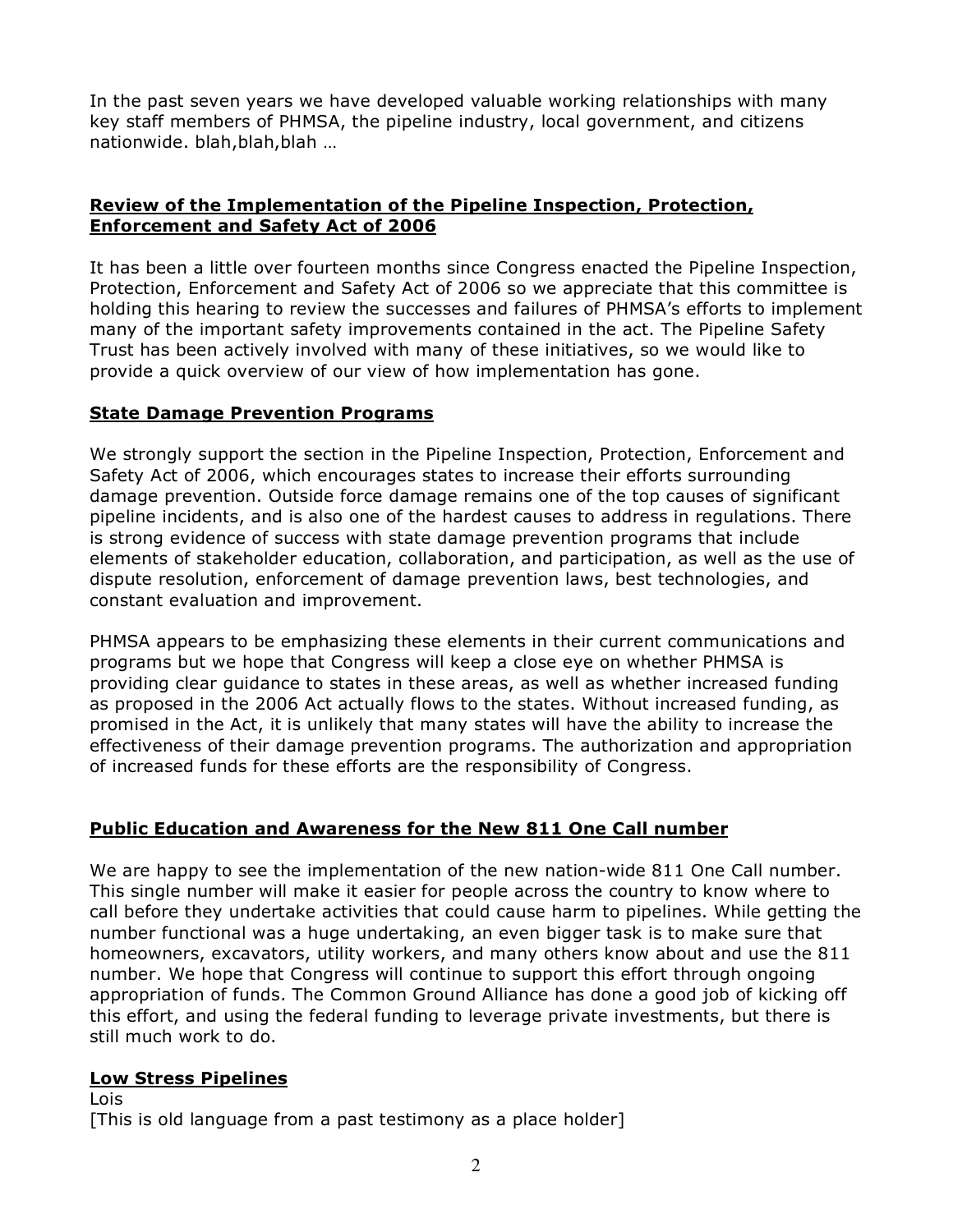In the past seven years we have developed valuable working relationships with many key staff members of PHMSA, the pipeline industry, local government, and citizens nationwide. blah,blah,blah …

**Review of the Implementation of the Pipeline Inspection, Protection, Enforcement and Safety Act of 2006**

It has been a little over fourteen months since Congress enacted the Pipeline Inspection, Protection, Enforcement and Safety Act of 2006 so we appreciate that this committee is holding this hearing to review the successes and failures of PHMSA's efforts to implement many of the important safety improvements contained in the act. The Pipeline Safety Trust has been actively involved with many of these initiatives, so we would like to provide a quick overview of our view of how implementation has gone.

**State Damage Prevention Programs**

We strongly support the section in the Pipeline Inspection, Protection, Enforcement and Safety Act of 2006, which encourages states to increase their efforts surrounding damage prevention. Outside force damage remains one of the top causes of significant pipeline incidents, and is also one of the hardest causes to address in regulations. There is strong evidence of success with state damage prevention programs that include elements of stakeholder education, collaboration, and participation, as well as the use of dispute resolution, enforcement of damage prevention laws, best technologies, and constant evaluation and improvement.

PHMSA appears to be emphasizing these elements in their current communications and programs but we hope that Congress will keep a close eye on whether PHMSA is providing clear guidance to states in these areas, as well as whether increased funding as proposed in the 2006 Act actually flows to the states. Without increased funding, as promised in the Act, it is unlikely that many states will have the ability to increase the effectiveness of their damage prevention programs. The authorization and appropriation of increased funds for these efforts are the responsibility of Congress.

**Public Education and Awareness for the New 811 One Call number**

We are happy to see the implementation of the new nation-wide 811 One Call number. This single number will make it easier for people across the country to know where to call before they undertake activities that could cause harm to pipelines. While getting the number functional was a huge undertaking, an even bigger task is to make sure that homeowners, excavators, utility workers, and many others know about and use the 811 number. We hope that Congress will continue to support this effort through ongoing appropriation of funds. The Common Ground Alliance has done a good job of kicking off this effort, and using the federal funding to leverage private investments, but there is still much work to do.

**Low Stress Pipelines**

Lois

[This is old language from a past testimony as a place holder]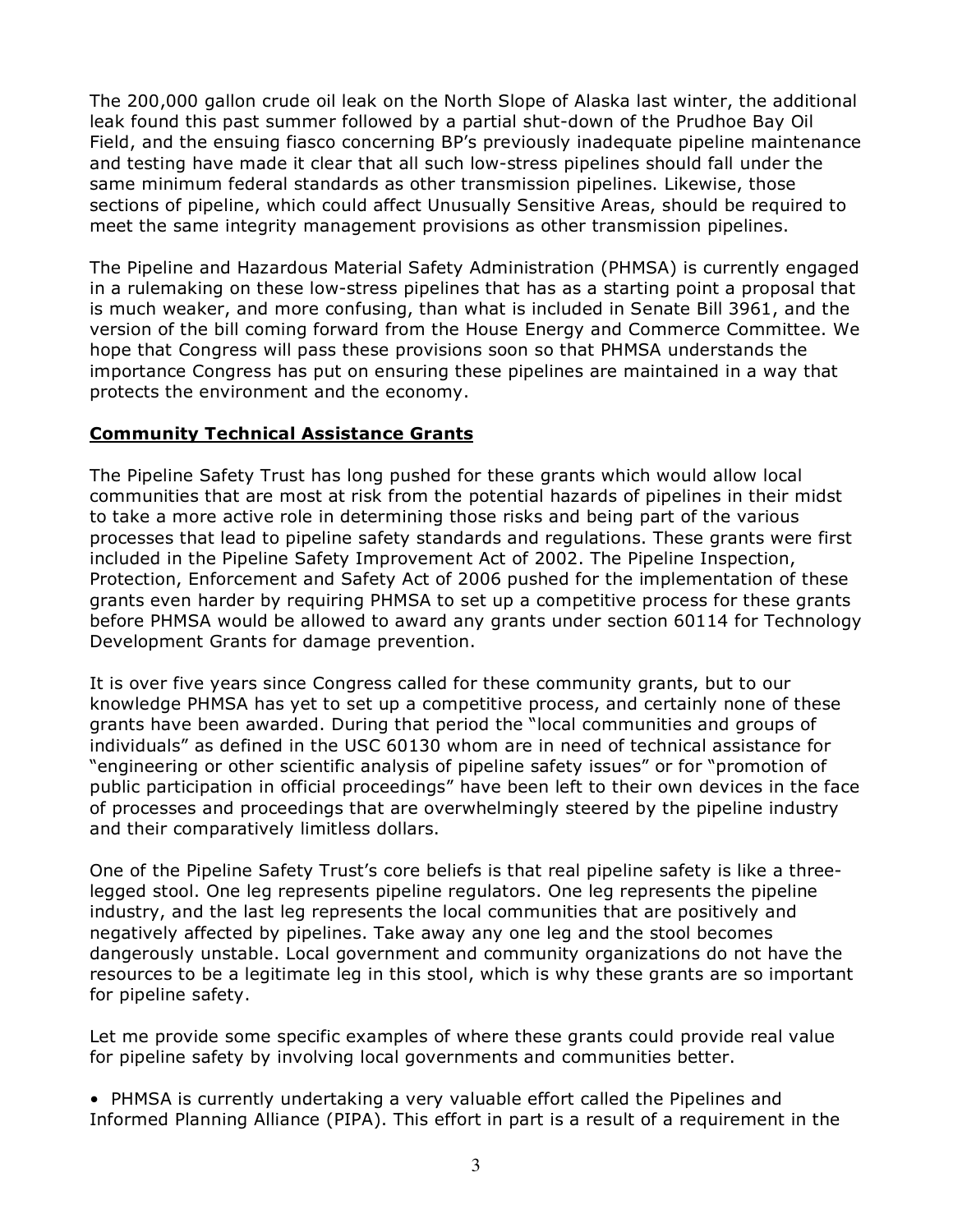The 200,000 gallon crude oil leak on the North Slope of Alaska last winter, the additional leak found this past summer followed by a partial shut-down of the Prudhoe Bay Oil Field, and the ensuing fiasco concerning BP's previously inadequate pipeline maintenance and testing have made it clear that all such low-stress pipelines should fall under the same minimum federal standards as other transmission pipelines. Likewise, those sections of pipeline, which could affect Unusually Sensitive Areas, should be required to meet the same integrity management provisions as other transmission pipelines.

The Pipeline and Hazardous Material Safety Administration (PHMSA) is currently engaged in a rulemaking on these low-stress pipelines that has as a starting point a proposal that is much weaker, and more confusing, than what is included in Senate Bill 3961, and the version of the bill coming forward from the House Energy and Commerce Committee. We hope that Congress will pass these provisions soon so that PHMSA understands the importance Congress has put on ensuring these pipelines are maintained in a way that protects the environment and the economy.

## **Community Technical Assistance Grants**

The Pipeline Safety Trust has long pushed for these grants which would allow local communities that are most at risk from the potential hazards of pipelines in their midst to take a more active role in determining those risks and being part of the various processes that lead to pipeline safety standards and regulations. These grants were first included in the Pipeline Safety Improvement Act of 2002. The Pipeline Inspection, Protection, Enforcement and Safety Act of 2006 pushed for the implementation of these grants even harder by requiring PHMSA to set up a competitive process for these grants before PHMSA would be allowed to award any grants under section 60114 for Technology Development Grants for damage prevention.

It is over five years since Congress called for these community grants, but to our knowledge PHMSA has yet to set up a competitive process, and certainly none of these grants have been awarded. During that period the "local communities and groups of individuals" as defined in the USC 60130 whom are in need of technical assistance for "engineering or other scientific analysis of pipeline safety issues" or for "promotion of public participation in official proceedings" have been left to their own devices in the face of processes and proceedings that are overwhelmingly steered by the pipeline industry and their comparatively limitless dollars.

One of the Pipeline Safety Trust's core beliefs is that real pipeline safety is like a three-legged stool. One leg represents pipeline regulators. One leg represents the pipeline industry, and the last leg represents the local communities that are positively and negatively affected by pipelines. Take away any one leg and the stool becomes dangerously unstable. Local government and community organizations do not have the resources to be a legitimate leg in this stool, which is why these grants are so important for pipeline safety.

Let me provide some specific examples of where these grants could provide real value for pipeline safety by involving local governments and communities better.

- PHMSA is currently undertaking a very valuable effort called the Pipelines and Informed Planning Alliance (PIPA). This effort in part is a result of a requirement in the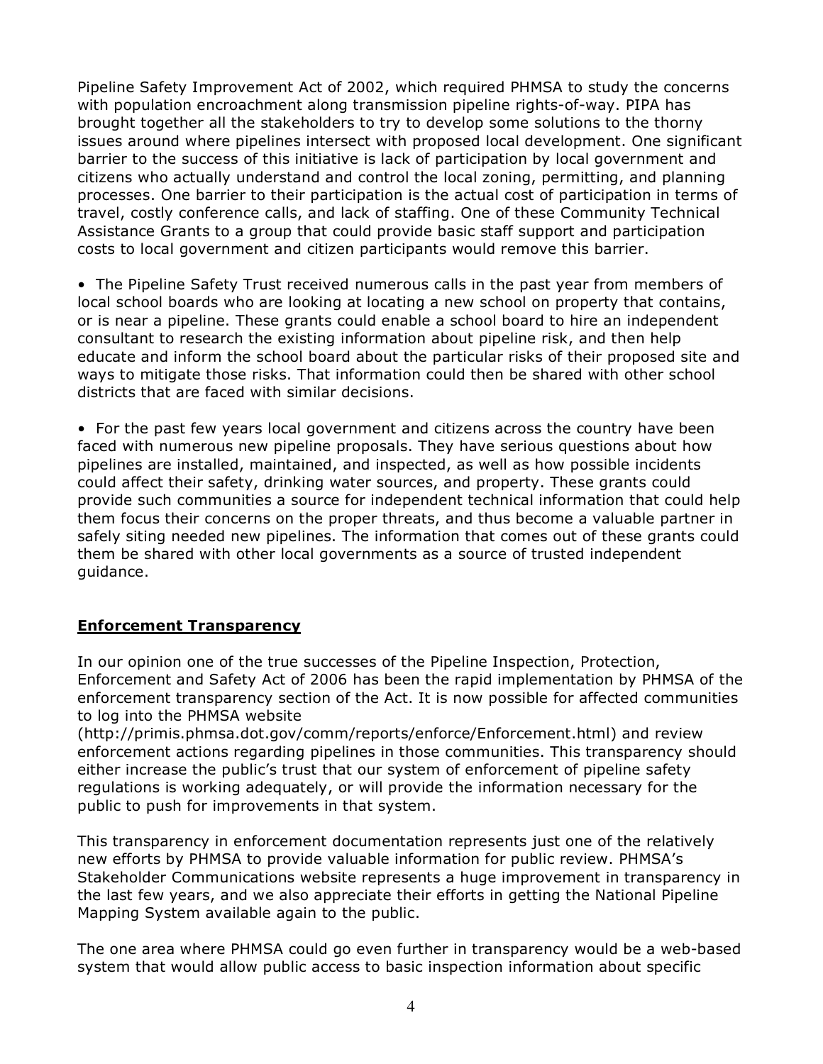Pipeline Safety Improvement Act of 2002, which required PHMSA to study the concerns with population encroachment along transmission pipeline rights-of-way. PIPA has brought together all the stakeholders to try to develop some solutions to the thorny issues around where pipelines intersect with proposed local development. One significant barrier to the success of this initiative is lack of participation by local government and citizens who actually understand and control the local zoning, permitting, and planning processes. One barrier to their participation is the actual cost of participation in terms of travel, costly conference calls, and lack of staffing. One of these Community Technical Assistance Grants to a group that could provide basic staff support and participation costs to local government and citizen participants would remove this barrier.

- The Pipeline Safety Trust received numerous calls in the past year from members of local school boards who are looking at locating a new school on property that contains, or is near a pipeline. These grants could enable a school board to hire an independent consultant to research the existing information about pipeline risk, and then help educate and inform the school board about the particular risks of their proposed site and ways to mitigate those risks. That information could then be shared with other school districts that are faced with similar decisions.

- For the past few years local government and citizens across the country have been faced with numerous new pipeline proposals. They have serious questions about how pipelines are installed, maintained, and inspected, as well as how possible incidents could affect their safety, drinking water sources, and property. These grants could provide such communities a source for independent technical information that could help them focus their concerns on the proper threats, and thus become a valuable partner in safely siting needed new pipelines. The information that comes out of these grants could them be shared with other local governments as a source of trusted independent guidance.

## **Enforcement Transparency**

In our opinion one of the true successes of the Pipeline Inspection, Protection, Enforcement and Safety Act of 2006 has been the rapid implementation by PHMSA of the enforcement transparency section of the Act. It is now possible for affected communities to log into the PHMSA website (http://primis.phmsa.dot.gov/comm/reports/enforce/Enforcement.html) and review enforcement actions regarding pipelines in those communities. This transparency should either increase the public's trust that our system of enforcement of pipeline safety regulations is working adequately, or will provide the information necessary for the public to push for improvements in that system.

This transparency in enforcement documentation represents just one of the relatively new efforts by PHMSA to provide valuable information for public review. PHMSA's Stakeholder Communications website represents a huge improvement in transparency in the last few years, and we also appreciate their efforts in getting the National Pipeline Mapping System available again to the public.

The one area where PHMSA could go even further in transparency would be a web-based system that would allow public access to basic inspection information about specific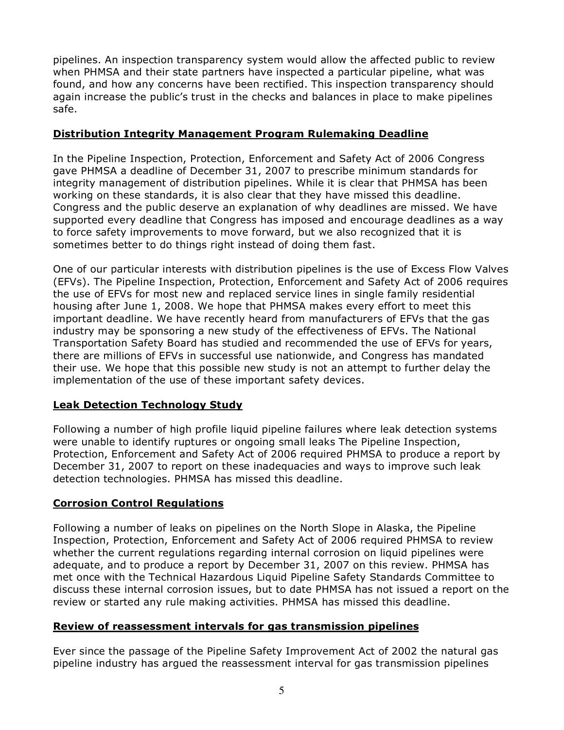pipelines. An inspection transparency system would allow the affected public to review when PHMSA and their state partners have inspected a particular pipeline, what was found, and how any concerns have been rectified. This inspection transparency should again increase the public's trust in the checks and balances in place to make pipelines safe.

## Distribution Integrity Management Program Rulemaking Deadline

In the Pipeline Inspection, Protection, Enforcement and Safety Act of 2006 Congress gave PHMSA a deadline of December 31, 2007 to prescribe minimum standards for integrity management of distribution pipelines. While it is clear that PHMSA has been working on these standards, it is also clear that they have missed this deadline. Congress and the public deserve an explanation of why deadlines are missed. We have supported every deadline that Congress has imposed and encourage deadlines as a way to force safety improvements to move forward, but we also recognized that it is sometimes better to do things right instead of doing them fast.

One of our particular interests with distribution pipelines is the use of Excess Flow Valves (EFVs). The Pipeline Inspection, Protection, Enforcement and Safety Act of 2006 requires the use of EFVs for most new and replaced service lines in single family residential housing after June 1, 2008. We hope that PHMSA makes every effort to meet this important deadline. We have recently heard from manufacturers of EFVs that the gas industry may be sponsoring a new study of the effectiveness of EFVs. The National Transportation Safety Board has studied and recommended the use of EFVs for years, there are millions of EFVs in successful use nationwide, and Congress has mandated their use. We hope that this possible new study is not an attempt to further delay the implementation of the use of these important safety devices.

## Leak Detection Technology Study

Following a number of high profile liquid pipeline failures where leak detection systems were unable to identify ruptures or ongoing small leaks The Pipeline Inspection, Protection, Enforcement and Safety Act of 2006 required PHMSA to produce a report by December 31, 2007 to report on these inadequacies and ways to improve such leak detection technologies. PHMSA has missed this deadline.

## Corrosion Control Regulations

Following a number of leaks on pipelines on the North Slope in Alaska, the Pipeline Inspection, Protection, Enforcement and Safety Act of 2006 required PHMSA to review whether the current regulations regarding internal corrosion on liquid pipelines were adequate, and to produce a report by December 31, 2007 on this review. PHMSA has met once with the Technical Hazardous Liquid Pipeline Safety Standards Committee to discuss these internal corrosion issues, but to date PHMSA has not issued a report on the review or started any rule making activities. PHMSA has missed this deadline.

## Review of reassessment intervals for gas transmission pipelines

Ever since the passage of the Pipeline Safety Improvement Act of 2002 the natural gas pipeline industry has argued the reassessment interval for gas transmission pipelines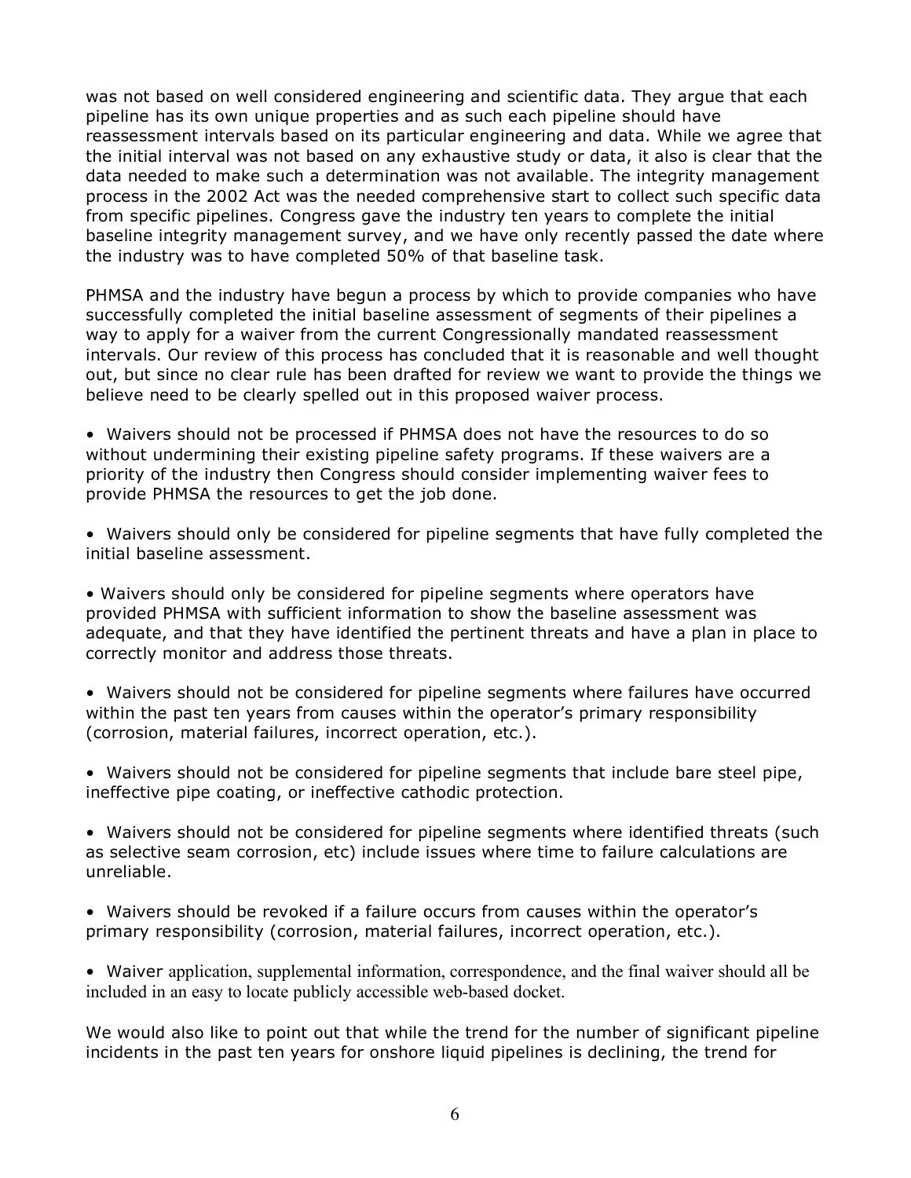was not based on well considered engineering and scientific data. They argue that each pipeline has its own unique properties and as such each pipeline should have reassessment intervals based on its particular engineering and data. While we agree that the initial interval was not based on any exhaustive study or data, it also is clear that the data needed to make such a determination was not available. The integrity management process in the 2002 Act was the needed comprehensive start to collect such specific data from specific pipelines. Congress gave the industry ten years to complete the initial baseline integrity management survey, and we have only recently passed the date where the industry was to have completed 50% of that baseline task.

PHMSA and the industry have begun a process by which to provide companies who have successfully completed the initial baseline assessment of segments of their pipelines a way to apply for a waiver from the current Congressionally mandated reassessment intervals. Our review of this process has concluded that it is reasonable and well thought out, but since no clear rule has been drafted for review we want to provide the things we believe need to be clearly spelled out in this proposed waiver process.

- Waivers should not be processed if PHMSA does not have the resources to do so without undermining their existing pipeline safety programs. If these waivers are a priority of the industry then Congress should consider implementing waiver fees to provide PHMSA the resources to get the job done.

- Waivers should only be considered for pipeline segments that have fully completed the initial baseline assessment.

- Waivers should only be considered for pipeline segments where operators have provided PHMSA with sufficient information to show the baseline assessment was adequate, and that they have identified the pertinent threats and have a plan in place to correctly monitor and address those threats.

- Waivers should not be considered for pipeline segments where failures have occurred within the past ten years from causes within the operator's primary responsibility (corrosion, material failures, incorrect operation, etc.).

- Waivers should not be considered for pipeline segments that include bare steel pipe, ineffective pipe coating, or ineffective cathodic protection.

- Waivers should not be considered for pipeline segments where identified threats (such as selective seam corrosion, etc) include issues where time to failure calculations are unreliable.

- Waivers should be revoked if a failure occurs from causes within the operator's primary responsibility (corrosion, material failures, incorrect operation, etc.).

- Waiver application, supplemental information, correspondence, and the final waiver should all be included in an easy to locate publicly accessible web-based docket.

We would also like to point out that while the trend for the number of significant pipeline incidents in the past ten years for onshore liquid pipelines is declining, the trend for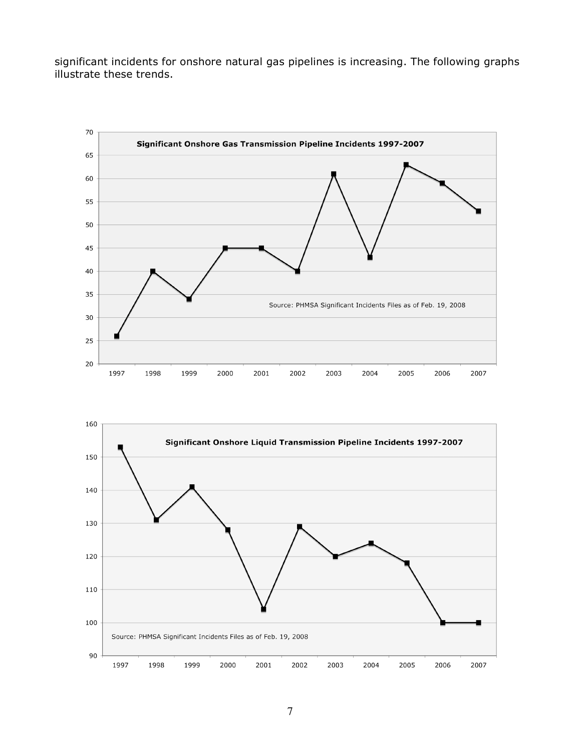significant incidents for onshore natural gas pipelines is increasing. The following graphs illustrate these trends.

**Significant Onshore Gas Transmission Pipeline Incidents 1997-2007**

Source: PHMSA Significant Incidents Files as of Feb. 19, 2008

**Significant Onshore Liquid Transmission Pipeline Incidents 1997-2007**

Source: PHMSA Significant Incidents Files as of Feb. 19, 2008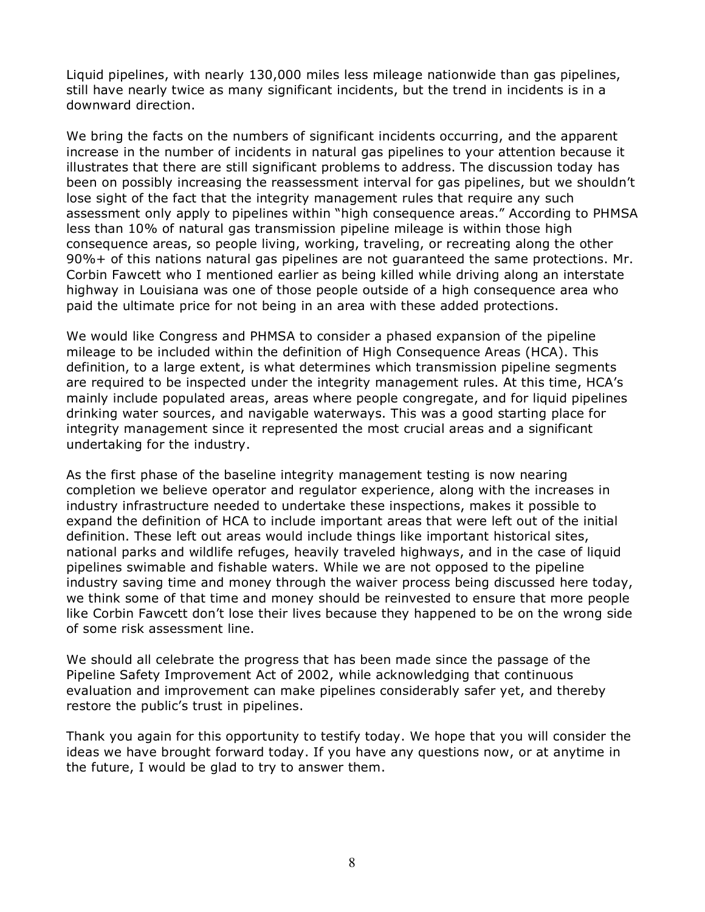Liquid pipelines, with nearly 130,000 miles less mileage nationwide than gas pipelines, still have nearly twice as many significant incidents, but the trend in incidents is in a downward direction.

We bring the facts on the numbers of significant incidents occurring, and the apparent increase in the number of incidents in natural gas pipelines to your attention because it illustrates that there are still significant problems to address. The discussion today has been on possibly increasing the reassessment interval for gas pipelines, but we shouldn't lose sight of the fact that the integrity management rules that require any such assessment only apply to pipelines within "high consequence areas." According to PHMSA less than 10% of natural gas transmission pipeline mileage is within those high consequence areas, so people living, working, traveling, or recreating along the other 90%+ of this nations natural gas pipelines are not guaranteed the same protections. Mr. Corbin Fawcett who I mentioned earlier as being killed while driving along an interstate highway in Louisiana was one of those people outside of a high consequence area who paid the ultimate price for not being in an area with these added protections.

We would like Congress and PHMSA to consider a phased expansion of the pipeline mileage to be included within the definition of High Consequence Areas (HCA). This definition, to a large extent, is what determines which transmission pipeline segments are required to be inspected under the integrity management rules. At this time, HCA's mainly include populated areas, areas where people congregate, and for liquid pipelines drinking water sources, and navigable waterways. This was a good starting place for integrity management since it represented the most crucial areas and a significant undertaking for the industry.

As the first phase of the baseline integrity management testing is now nearing completion we believe operator and regulator experience, along with the increases in industry infrastructure needed to undertake these inspections, makes it possible to expand the definition of HCA to include important areas that were left out of the initial definition. These left out areas would include things like important historical sites, national parks and wildlife refuges, heavily traveled highways, and in the case of liquid pipelines swimable and fishable waters. While we are not opposed to the pipeline industry saving time and money through the waiver process being discussed here today, we think some of that time and money should be reinvested to ensure that more people like Corbin Fawcett don't lose their lives because they happened to be on the wrong side of some risk assessment line.

We should all celebrate the progress that has been made since the passage of the Pipeline Safety Improvement Act of 2002, while acknowledging that continuous evaluation and improvement can make pipelines considerably safer yet, and thereby restore the public's trust in pipelines.

Thank you again for this opportunity to testify today. We hope that you will consider the ideas we have brought forward today. If you have any questions now, or at anytime in the future, I would be glad to try to answer them.